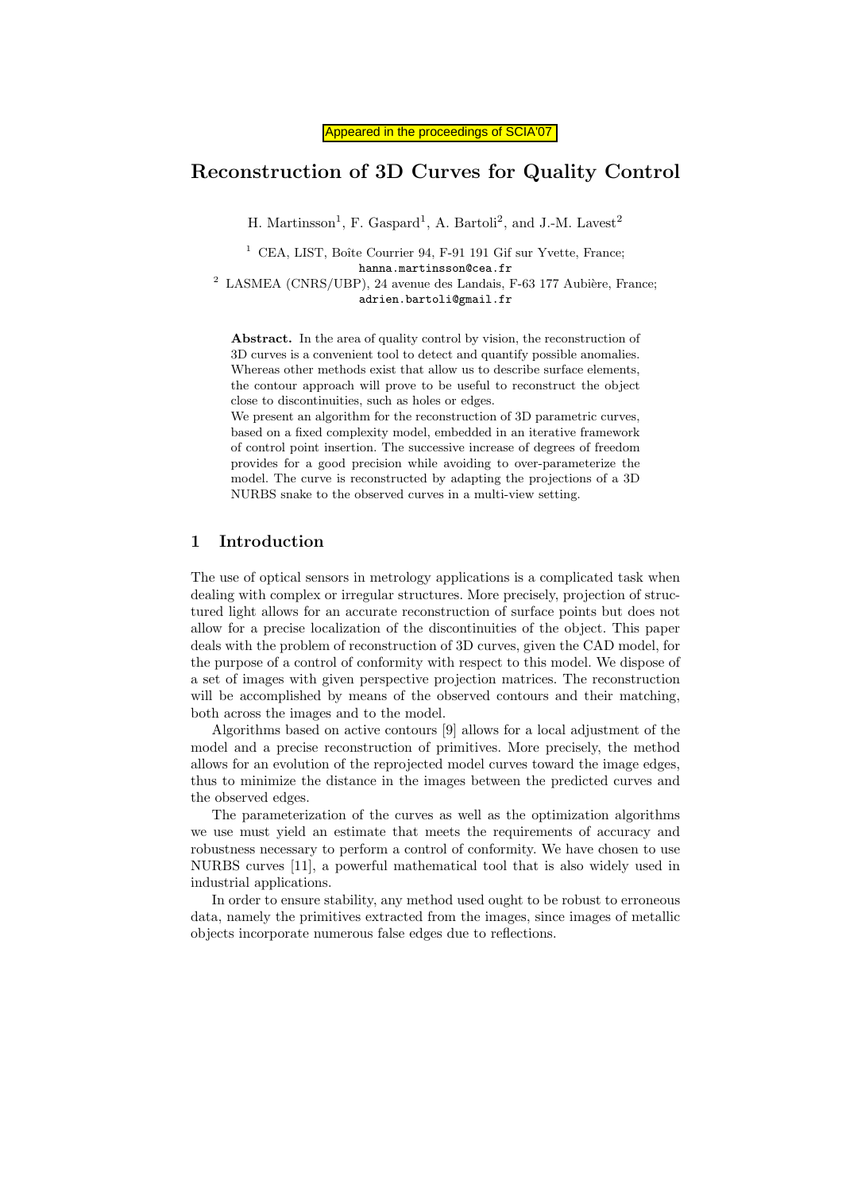Appeared in the proceedings of SCIA'07

# Reconstruction of 3D Curves for Quality Control

H. Martinsson[1], F. Gaspard[1], A. Bartoli[2], and J.-M. Lavest[2]

[1] CEA, LIST, Boîte Courrier 94, F-91 191 Gif sur Yvette, France;
hanna.martinsson@cea.fr

[2] LASMEA (CNRS/UBP), 24 avenue des Landais, F-63 177 Aubière, France;
adrien.bartoli@gmail.fr

**Abstract.** In the area of quality control by vision, the reconstruction of 3D curves is a convenient tool to detect and quantify possible anomalies. Whereas other methods exist that allow us to describe surface elements, the contour approach will prove to be useful to reconstruct the object close to discontinuities, such as holes or edges.

We present an algorithm for the reconstruction of 3D parametric curves, based on a fixed complexity model, embedded in an iterative framework of control point insertion. The successive increase of degrees of freedom provides for a good precision while avoiding to over-parameterize the model. The curve is reconstructed by adapting the projections of a 3D NURBS snake to the observed curves in a multi-view setting.

## 1 Introduction

The use of optical sensors in metrology applications is a complicated task when dealing with complex or irregular structures. More precisely, projection of structured light allows for an accurate reconstruction of surface points but does not allow for a precise localization of the discontinuities of the object. This paper deals with the problem of reconstruction of 3D curves, given the CAD model, for the purpose of a control of conformity with respect to this model. We dispose of a set of images with given perspective projection matrices. The reconstruction will be accomplished by means of the observed contours and their matching, both across the images and to the model.

Algorithms based on active contours [9] allows for a local adjustment of the model and a precise reconstruction of primitives. More precisely, the method allows for an evolution of the reprojected model curves toward the image edges, thus to minimize the distance in the images between the predicted curves and the observed edges.

The parameterization of the curves as well as the optimization algorithms we use must yield an estimate that meets the requirements of accuracy and robustness necessary to perform a control of conformity. We have chosen to use NURBS curves [11], a powerful mathematical tool that is also widely used in industrial applications.

In order to ensure stability, any method used ought to be robust to erroneous data, namely the primitives extracted from the images, since images of metallic objects incorporate numerous false edges due to reflections.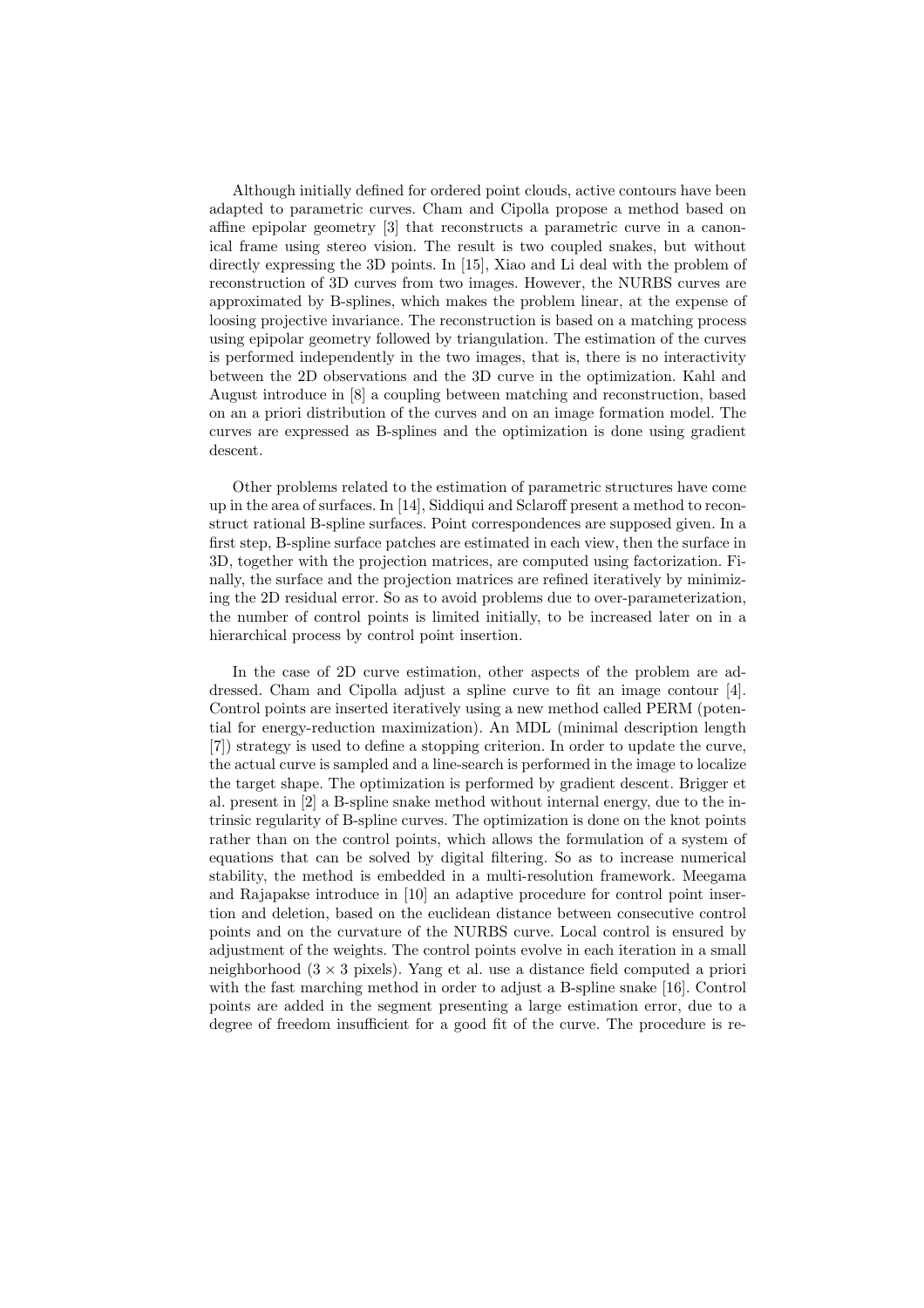Although initially defined for ordered point clouds, active contours have been adapted to parametric curves. Cham and Cipolla propose a method based on affine epipolar geometry [3] that reconstructs a parametric curve in a canonical frame using stereo vision. The result is two coupled snakes, but without directly expressing the 3D points. In [15], Xiao and Li deal with the problem of reconstruction of 3D curves from two images. However, the NURBS curves are approximated by B-splines, which makes the problem linear, at the expense of loosing projective invariance. The reconstruction is based on a matching process using epipolar geometry followed by triangulation. The estimation of the curves is performed independently in the two images, that is, there is no interactivity between the 2D observations and the 3D curve in the optimization. Kahl and August introduce in [8] a coupling between matching and reconstruction, based on an a priori distribution of the curves and on an image formation model. The curves are expressed as B-splines and the optimization is done using gradient descent.

Other problems related to the estimation of parametric structures have come up in the area of surfaces. In [14], Siddiqui and Sclaroff present a method to reconstruct rational B-spline surfaces. Point correspondences are supposed given. In a first step, B-spline surface patches are estimated in each view, then the surface in 3D, together with the projection matrices, are computed using factorization. Finally, the surface and the projection matrices are refined iteratively by minimizing the 2D residual error. So as to avoid problems due to over-parameterization, the number of control points is limited initially, to be increased later on in a hierarchical process by control point insertion.

In the case of 2D curve estimation, other aspects of the problem are addressed. Cham and Cipolla adjust a spline curve to fit an image contour [4]. Control points are inserted iteratively using a new method called PERM (potential for energy-reduction maximization). An MDL (minimal description length [7]) strategy is used to define a stopping criterion. In order to update the curve, the actual curve is sampled and a line-search is performed in the image to localize the target shape. The optimization is performed by gradient descent. Brigger et al. present in [2] a B-spline snake method without internal energy, due to the intrinsic regularity of B-spline curves. The optimization is done on the knot points rather than on the control points, which allows the formulation of a system of equations that can be solved by digital filtering. So as to increase numerical stability, the method is embedded in a multi-resolution framework. Meegama and Rajapakse introduce in [10] an adaptive procedure for control point insertion and deletion, based on the euclidean distance between consecutive control points and on the curvature of the NURBS curve. Local control is ensured by adjustment of the weights. The control points evolve in each iteration in a small neighborhood ($3 \times 3$ pixels). Yang et al. use a distance field computed a priori with the fast marching method in order to adjust a B-spline snake [16]. Control points are added in the segment presenting a large estimation error, due to a degree of freedom insufficient for a good fit of the curve. The procedure is re-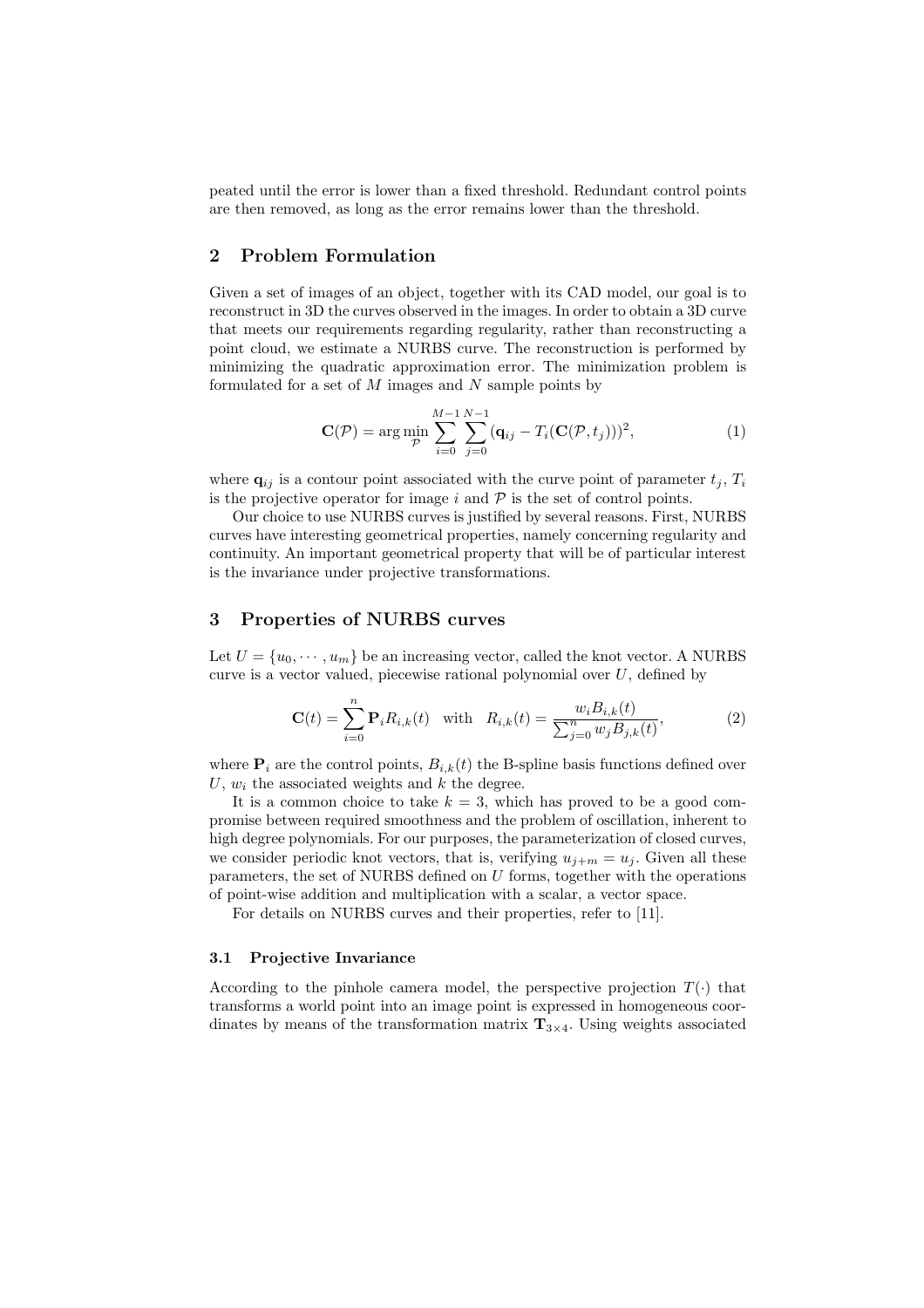peated until the error is lower than a fixed threshold. Redundant control points are then removed, as long as the error remains lower than the threshold.

## 2 Problem Formulation

Given a set of images of an object, together with its CAD model, our goal is to reconstruct in 3D the curves observed in the images. In order to obtain a 3D curve that meets our requirements regarding regularity, rather than reconstructing a point cloud, we estimate a NURBS curve. The reconstruction is performed by minimizing the quadratic approximation error. The minimization problem is formulated for a set of $M$ images and $N$ sample points by

$$\mathbf{C}(\mathcal{P}) = \arg\min_{\mathcal{P}} \sum_{i=0}^{M-1} \sum_{j=0}^{N-1} (\mathbf{q}_{ij} - T_i(\mathbf{C}(\mathcal{P}, t_j)))^2, \tag{1}$$

where $\mathbf{q}_{ij}$ is a contour point associated with the curve point of parameter $t_j$, $T_i$ is the projective operator for image $i$ and $\mathcal{P}$ is the set of control points.

Our choice to use NURBS curves is justified by several reasons. First, NURBS curves have interesting geometrical properties, namely concerning regularity and continuity. An important geometrical property that will be of particular interest is the invariance under projective transformations.

## 3 Properties of NURBS curves

Let $U = \{u_0, \cdots, u_m\}$ be an increasing vector, called the knot vector. A NURBS curve is a vector valued, piecewise rational polynomial over $U$, defined by

$$\mathbf{C}(t) = \sum_{i=0}^{n} \mathbf{P}_i R_{i,k}(t) \quad \text{with} \quad R_{i,k}(t) = \frac{w_i B_{i,k}(t)}{\sum_{j=0}^{n} w_j B_{j,k}(t)}, \tag{2}$$

where $\mathbf{P}_i$ are the control points, $B_{i,k}(t)$ the B-spline basis functions defined over $U$, $w_i$ the associated weights and $k$ the degree.

It is a common choice to take $k = 3$, which has proved to be a good compromise between required smoothness and the problem of oscillation, inherent to high degree polynomials. For our purposes, the parameterization of closed curves, we consider periodic knot vectors, that is, verifying $u_{j+m} = u_j$. Given all these parameters, the set of NURBS defined on $U$ forms, together with the operations of point-wise addition and multiplication with a scalar, a vector space.

For details on NURBS curves and their properties, refer to [11].

### 3.1 Projective Invariance

According to the pinhole camera model, the perspective projection $T(\cdot)$ that transforms a world point into an image point is expressed in homogeneous coordinates by means of the transformation matrix $\mathbf{T}_{3\times4}$. Using weights associated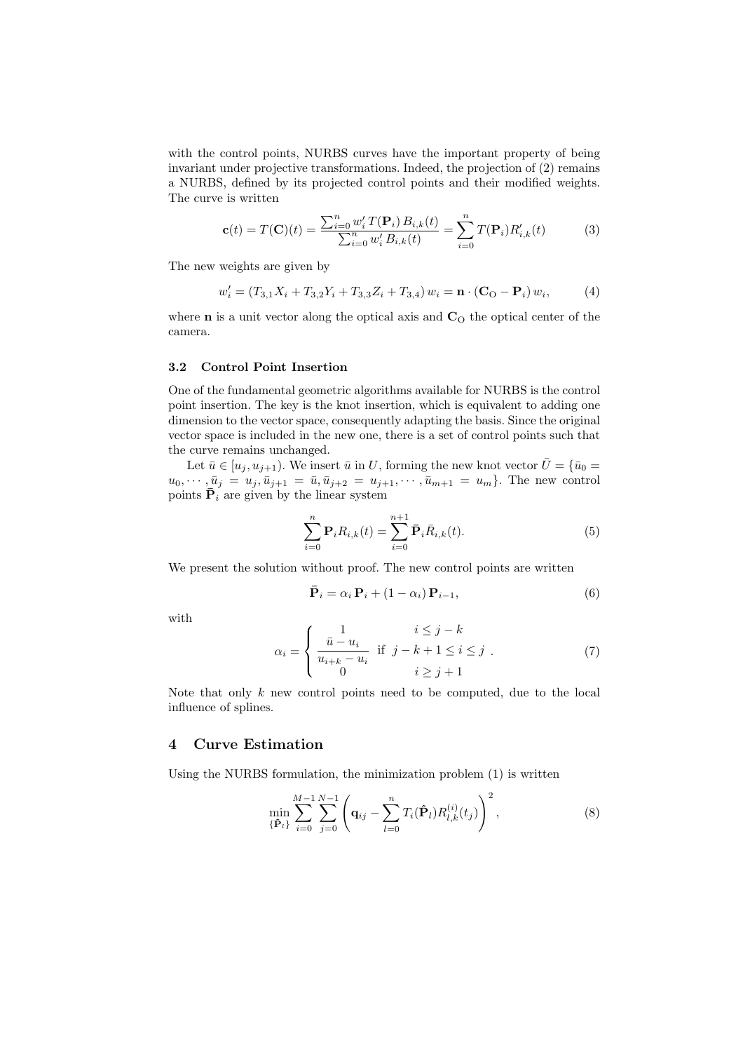with the control points, NURBS curves have the important property of being invariant under projective transformations. Indeed, the projection of (2) remains a NURBS, defined by its projected control points and their modified weights. The curve is written

$$\mathbf{c}(t) = T(\mathbf{C})(t) = \frac{\sum_{i=0}^{n} w_i' \, T(\mathbf{P}_i) \, B_{i,k}(t)}{\sum_{i=0}^{n} w_i' \, B_{i,k}(t)} = \sum_{i=0}^{n} T(\mathbf{P}_i) R_{i,k}'(t) \tag{3}$$

The new weights are given by

$$w_i' = (T_{3,1} X_i + T_{3,2} Y_i + T_{3,3} Z_i + T_{3,4}) \, w_i = \mathbf{n} \cdot (\mathbf{C}_{\mathrm{O}} - \mathbf{P}_i) \, w_i, \tag{4}$$

where $\mathbf{n}$ is a unit vector along the optical axis and $\mathbf{C}_{\mathrm{O}}$ the optical center of the camera.

### 3.2 Control Point Insertion

One of the fundamental geometric algorithms available for NURBS is the control point insertion. The key is the knot insertion, which is equivalent to adding one dimension to the vector space, consequently adapting the basis. Since the original vector space is included in the new one, there is a set of control points such that the curve remains unchanged.

Let $\bar{u} \in [u_j, u_{j+1})$. We insert $\bar{u}$ in $U$, forming the new knot vector $\bar{U} = \{\bar{u}_0 = u_0, \cdots, \bar{u}_j = u_j, \bar{u}_{j+1} = \bar{u}, \bar{u}_{j+2} = u_{j+1}, \cdots, \bar{u}_{m+1} = u_m\}$. The new control points $\bar{\mathbf{P}}_i$ are given by the linear system

$$\sum_{i=0}^{n} \mathbf{P}_i R_{i,k}(t) = \sum_{i=0}^{n+1} \bar{\mathbf{P}}_i \bar{R}_{i,k}(t). \tag{5}$$

We present the solution without proof. The new control points are written

$$\bar{\mathbf{P}}_i = \alpha_i \, \mathbf{P}_i + (1 - \alpha_i) \, \mathbf{P}_{i-1}, \tag{6}$$

with

$$\alpha_i = \begin{cases} 1 & i \leq j - k \\ \dfrac{\bar{u} - u_i}{u_{i+k} - u_i} & \text{if } \; j - k + 1 \leq i \leq j \\ 0 & i \geq j + 1 \end{cases} . \tag{7}$$

Note that only $k$ new control points need to be computed, due to the local influence of splines.

## 4 Curve Estimation

Using the NURBS formulation, the minimization problem (1) is written

$$\min_{\{\hat{\mathbf{P}}_l\}} \sum_{i=0}^{M-1} \sum_{j=0}^{N-1} \left( \mathbf{q}_{ij} - \sum_{l=0}^{n} T_i(\hat{\mathbf{P}}_l) R_{l,k}^{(i)}(t_j) \right)^2, \tag{8}$$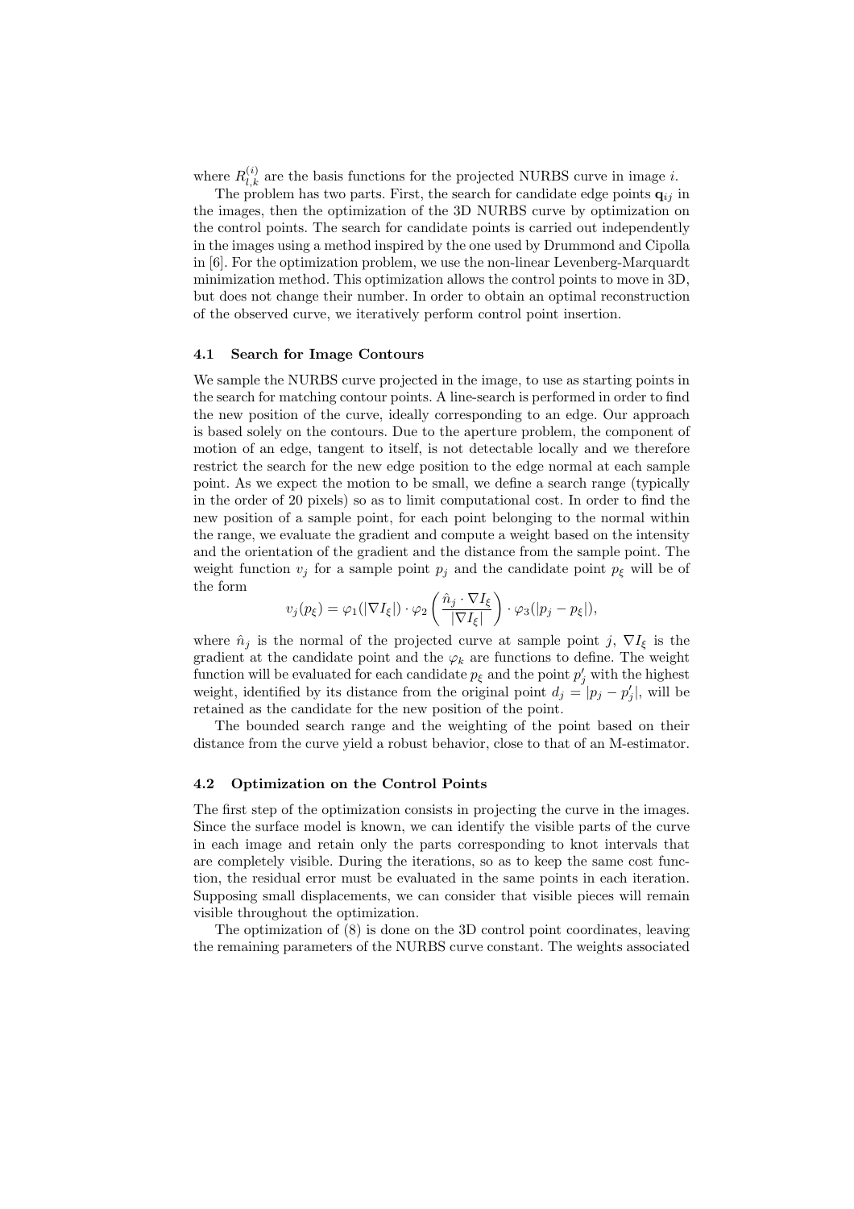where $R_{l,k}^{(i)}$ are the basis functions for the projected NURBS curve in image $i$.

The problem has two parts. First, the search for candidate edge points $\mathbf{q}_{ij}$ in the images, then the optimization of the 3D NURBS curve by optimization on the control points. The search for candidate points is carried out independently in the images using a method inspired by the one used by Drummond and Cipolla in [6]. For the optimization problem, we use the non-linear Levenberg-Marquardt minimization method. This optimization allows the control points to move in 3D, but does not change their number. In order to obtain an optimal reconstruction of the observed curve, we iteratively perform control point insertion.

### 4.1 Search for Image Contours

We sample the NURBS curve projected in the image, to use as starting points in the search for matching contour points. A line-search is performed in order to find the new position of the curve, ideally corresponding to an edge. Our approach is based solely on the contours. Due to the aperture problem, the component of motion of an edge, tangent to itself, is not detectable locally and we therefore restrict the search for the new edge position to the edge normal at each sample point. As we expect the motion to be small, we define a search range (typically in the order of 20 pixels) so as to limit computational cost. In order to find the new position of a sample point, for each point belonging to the normal within the range, we evaluate the gradient and compute a weight based on the intensity and the orientation of the gradient and the distance from the sample point. The weight function $v_j$ for a sample point $p_j$ and the candidate point $p_\xi$ will be of the form

$$v_j(p_\xi) = \varphi_1(|\nabla I_\xi|) \cdot \varphi_2\left(\frac{\hat{n}_j \cdot \nabla I_\xi}{|\nabla I_\xi|}\right) \cdot \varphi_3(|p_j - p_\xi|),$$

where $\hat{n}_j$ is the normal of the projected curve at sample point $j$, $\nabla I_\xi$ is the gradient at the candidate point and the $\varphi_k$ are functions to define. The weight function will be evaluated for each candidate $p_\xi$ and the point $p'_j$ with the highest weight, identified by its distance from the original point $d_j = |p_j - p'_j|$, will be retained as the candidate for the new position of the point.

The bounded search range and the weighting of the point based on their distance from the curve yield a robust behavior, close to that of an M-estimator.

### 4.2 Optimization on the Control Points

The first step of the optimization consists in projecting the curve in the images. Since the surface model is known, we can identify the visible parts of the curve in each image and retain only the parts corresponding to knot intervals that are completely visible. During the iterations, so as to keep the same cost function, the residual error must be evaluated in the same points in each iteration. Supposing small displacements, we can consider that visible pieces will remain visible throughout the optimization.

The optimization of (8) is done on the 3D control point coordinates, leaving the remaining parameters of the NURBS curve constant. The weights associated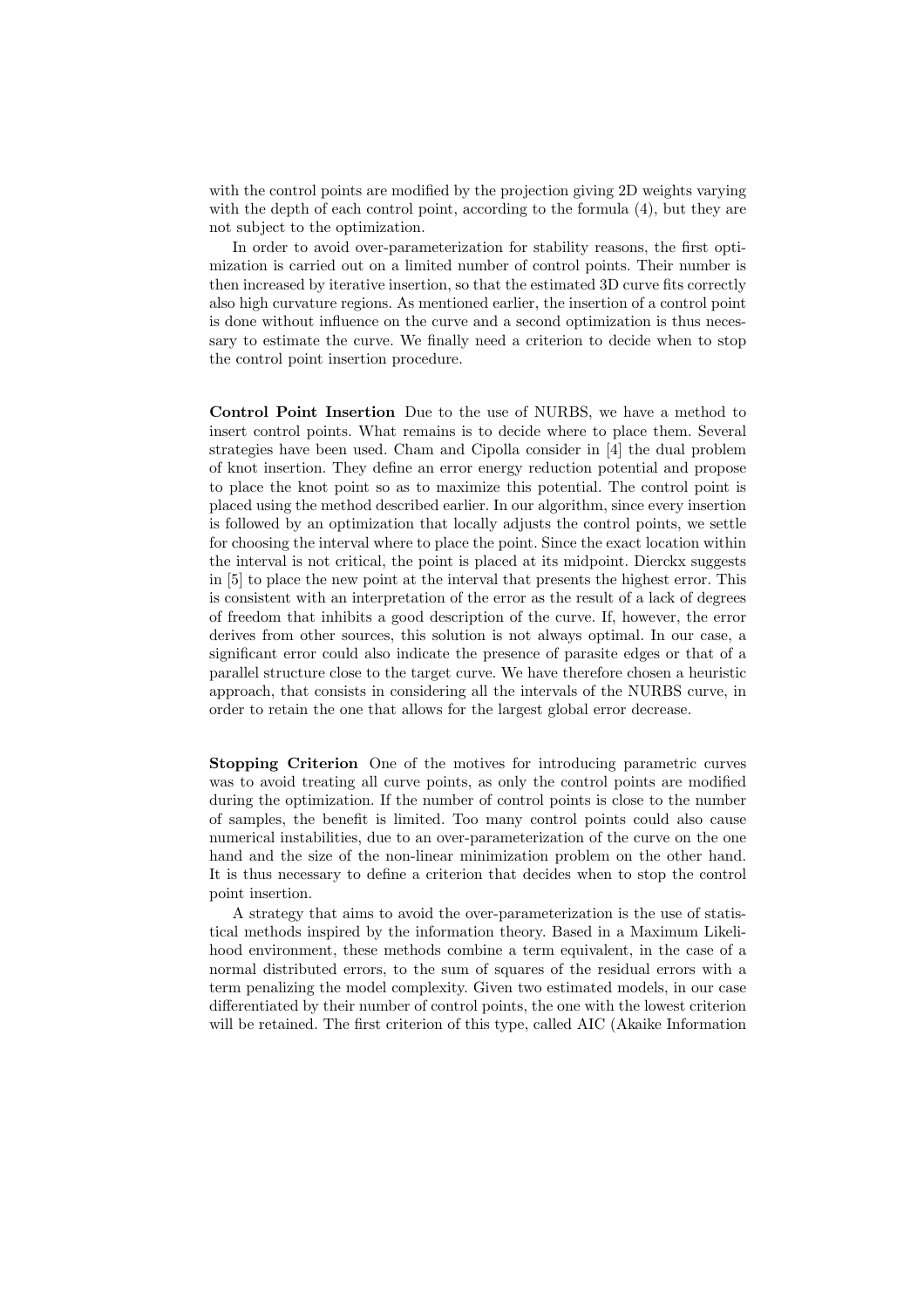with the control points are modified by the projection giving 2D weights varying with the depth of each control point, according to the formula (4), but they are not subject to the optimization.

In order to avoid over-parameterization for stability reasons, the first optimization is carried out on a limited number of control points. Their number is then increased by iterative insertion, so that the estimated 3D curve fits correctly also high curvature regions. As mentioned earlier, the insertion of a control point is done without influence on the curve and a second optimization is thus necessary to estimate the curve. We finally need a criterion to decide when to stop the control point insertion procedure.

**Control Point Insertion** Due to the use of NURBS, we have a method to insert control points. What remains is to decide where to place them. Several strategies have been used. Cham and Cipolla consider in [4] the dual problem of knot insertion. They define an error energy reduction potential and propose to place the knot point so as to maximize this potential. The control point is placed using the method described earlier. In our algorithm, since every insertion is followed by an optimization that locally adjusts the control points, we settle for choosing the interval where to place the point. Since the exact location within the interval is not critical, the point is placed at its midpoint. Dierckx suggests in [5] to place the new point at the interval that presents the highest error. This is consistent with an interpretation of the error as the result of a lack of degrees of freedom that inhibits a good description of the curve. If, however, the error derives from other sources, this solution is not always optimal. In our case, a significant error could also indicate the presence of parasite edges or that of a parallel structure close to the target curve. We have therefore chosen a heuristic approach, that consists in considering all the intervals of the NURBS curve, in order to retain the one that allows for the largest global error decrease.

**Stopping Criterion** One of the motives for introducing parametric curves was to avoid treating all curve points, as only the control points are modified during the optimization. If the number of control points is close to the number of samples, the benefit is limited. Too many control points could also cause numerical instabilities, due to an over-parameterization of the curve on the one hand and the size of the non-linear minimization problem on the other hand. It is thus necessary to define a criterion that decides when to stop the control point insertion.

A strategy that aims to avoid the over-parameterization is the use of statistical methods inspired by the information theory. Based in a Maximum Likelihood environment, these methods combine a term equivalent, in the case of a normal distributed errors, to the sum of squares of the residual errors with a term penalizing the model complexity. Given two estimated models, in our case differentiated by their number of control points, the one with the lowest criterion will be retained. The first criterion of this type, called AIC (Akaike Information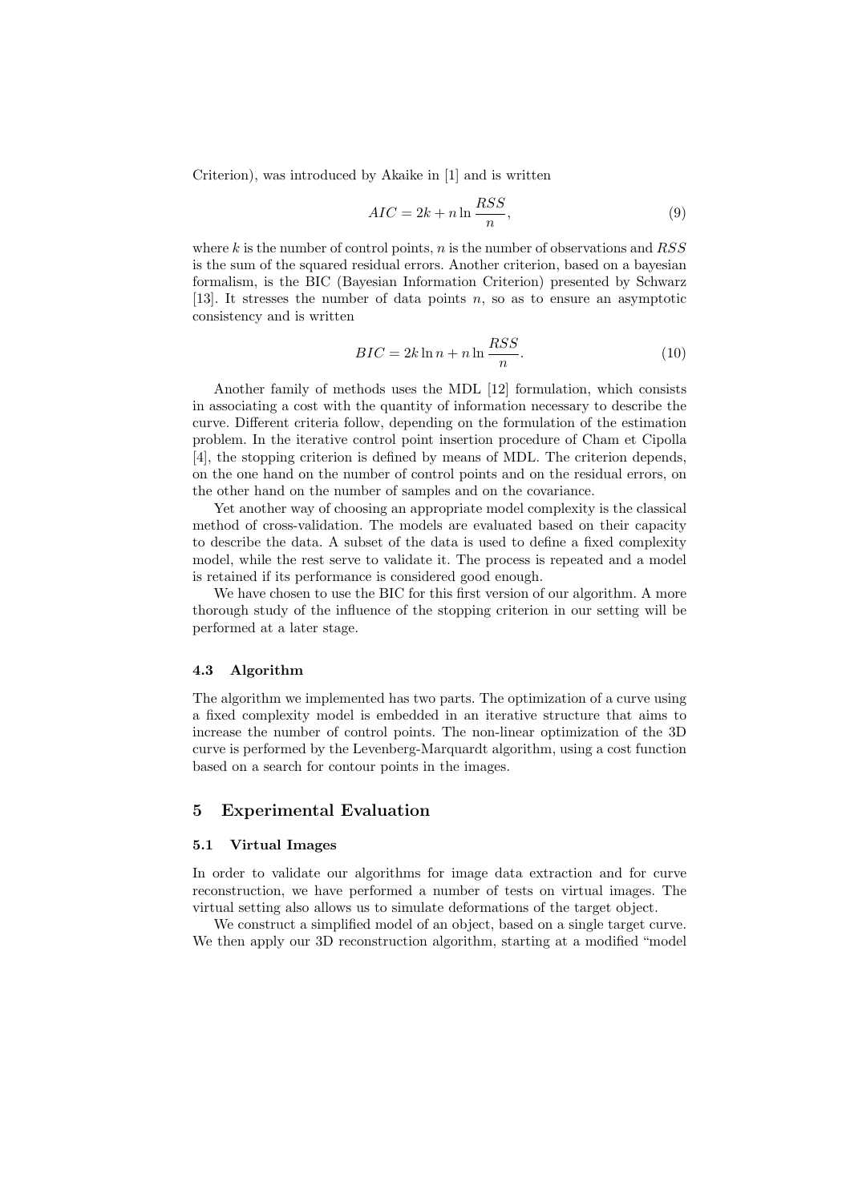Criterion), was introduced by Akaike in [1] and is written

$$AIC = 2k + n \ln \frac{RSS}{n}, \tag{9}$$

where $k$ is the number of control points, $n$ is the number of observations and $RSS$ is the sum of the squared residual errors. Another criterion, based on a bayesian formalism, is the BIC (Bayesian Information Criterion) presented by Schwarz [13]. It stresses the number of data points $n$, so as to ensure an asymptotic consistency and is written

$$BIC = 2k \ln n + n \ln \frac{RSS}{n}. \tag{10}$$

Another family of methods uses the MDL [12] formulation, which consists in associating a cost with the quantity of information necessary to describe the curve. Different criteria follow, depending on the formulation of the estimation problem. In the iterative control point insertion procedure of Cham et Cipolla [4], the stopping criterion is defined by means of MDL. The criterion depends, on the one hand on the number of control points and on the residual errors, on the other hand on the number of samples and on the covariance.

Yet another way of choosing an appropriate model complexity is the classical method of cross-validation. The models are evaluated based on their capacity to describe the data. A subset of the data is used to define a fixed complexity model, while the rest serve to validate it. The process is repeated and a model is retained if its performance is considered good enough.

We have chosen to use the BIC for this first version of our algorithm. A more thorough study of the influence of the stopping criterion in our setting will be performed at a later stage.

### 4.3 Algorithm

The algorithm we implemented has two parts. The optimization of a curve using a fixed complexity model is embedded in an iterative structure that aims to increase the number of control points. The non-linear optimization of the 3D curve is performed by the Levenberg-Marquardt algorithm, using a cost function based on a search for contour points in the images.

## 5 Experimental Evaluation

### 5.1 Virtual Images

In order to validate our algorithms for image data extraction and for curve reconstruction, we have performed a number of tests on virtual images. The virtual setting also allows us to simulate deformations of the target object.

We construct a simplified model of an object, based on a single target curve. We then apply our 3D reconstruction algorithm, starting at a modified "model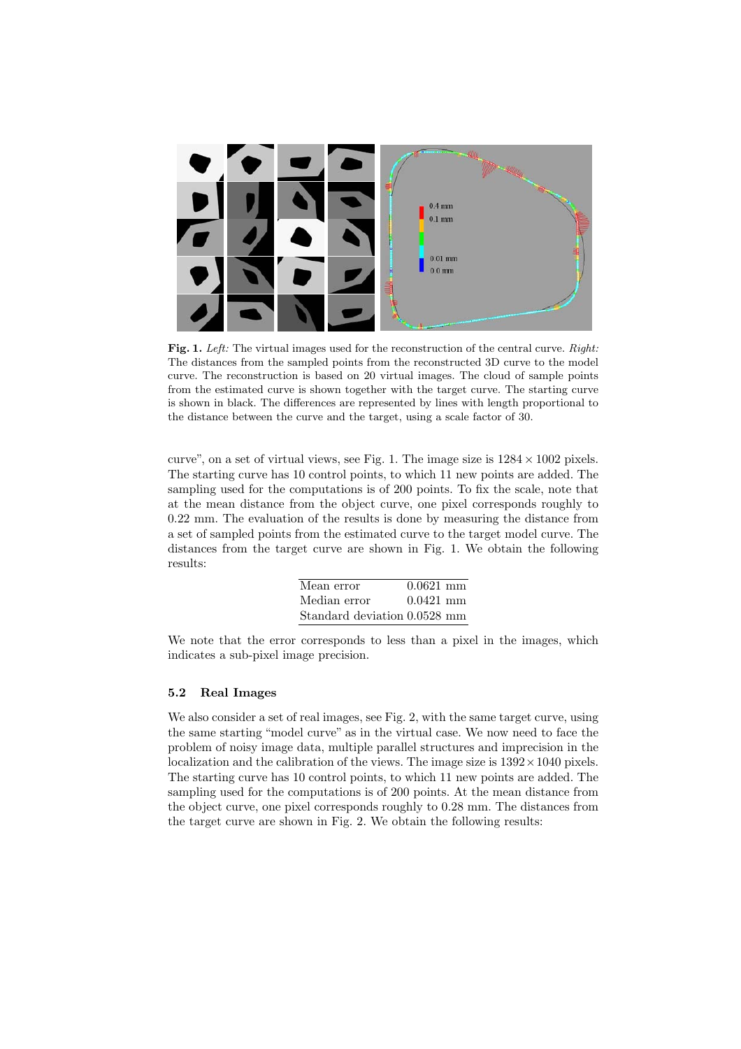**Fig. 1.** *Left:* The virtual images used for the reconstruction of the central curve. *Right:* The distances from the sampled points from the reconstructed 3D curve to the model curve. The reconstruction is based on 20 virtual images. The cloud of sample points from the estimated curve is shown together with the target curve. The starting curve is shown in black. The differences are represented by lines with length proportional to the distance between the curve and the target, using a scale factor of 30.

curve", on a set of virtual views, see Fig. 1. The image size is $1284 \times 1002$ pixels. The starting curve has 10 control points, to which 11 new points are added. The sampling used for the computations is of 200 points. To fix the scale, note that at the mean distance from the object curve, one pixel corresponds roughly to 0.22 mm. The evaluation of the results is done by measuring the distance from a set of sampled points from the estimated curve to the target model curve. The distances from the target curve are shown in Fig. 1. We obtain the following results:

| | |
|---|---|
| Mean error | 0.0621 mm |
| Median error | 0.0421 mm |
| Standard deviation | 0.0528 mm |

We note that the error corresponds to less than a pixel in the images, which indicates a sub-pixel image precision.

### 5.2 Real Images

We also consider a set of real images, see Fig. 2, with the same target curve, using the same starting "model curve" as in the virtual case. We now need to face the problem of noisy image data, multiple parallel structures and imprecision in the localization and the calibration of the views. The image size is $1392 \times 1040$ pixels. The starting curve has 10 control points, to which 11 new points are added. The sampling used for the computations is of 200 points. At the mean distance from the object curve, one pixel corresponds roughly to 0.28 mm. The distances from the target curve are shown in Fig. 2. We obtain the following results: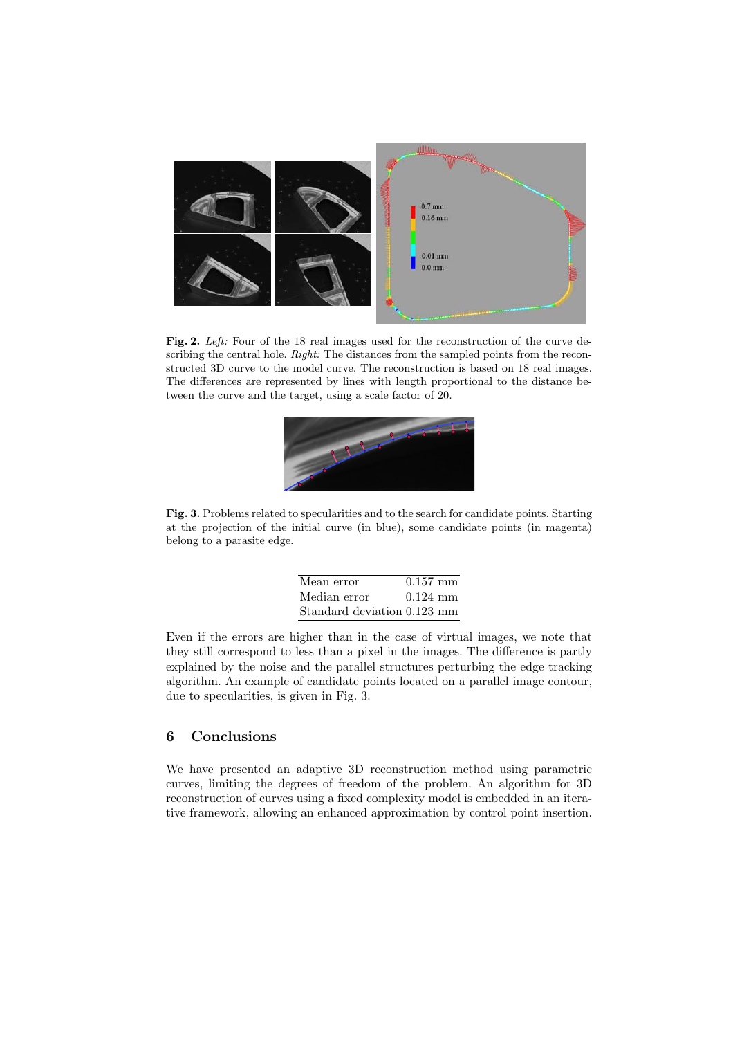**Fig. 2.** *Left:* Four of the 18 real images used for the reconstruction of the curve describing the central hole. *Right:* The distances from the sampled points from the reconstructed 3D curve to the model curve. The reconstruction is based on 18 real images. The differences are represented by lines with length proportional to the distance between the curve and the target, using a scale factor of 20.

**Fig. 3.** Problems related to specularities and to the search for candidate points. Starting at the projection of the initial curve (in blue), some candidate points (in magenta) belong to a parasite edge.

| | |
|---|---|
| Mean error | 0.157 mm |
| Median error | 0.124 mm |
| Standard deviation | 0.123 mm |

Even if the errors are higher than in the case of virtual images, we note that they still correspond to less than a pixel in the images. The difference is partly explained by the noise and the parallel structures perturbing the edge tracking algorithm. An example of candidate points located on a parallel image contour, due to specularities, is given in Fig. 3.

## 6 Conclusions

We have presented an adaptive 3D reconstruction method using parametric curves, limiting the degrees of freedom of the problem. An algorithm for 3D reconstruction of curves using a fixed complexity model is embedded in an iterative framework, allowing an enhanced approximation by control point insertion.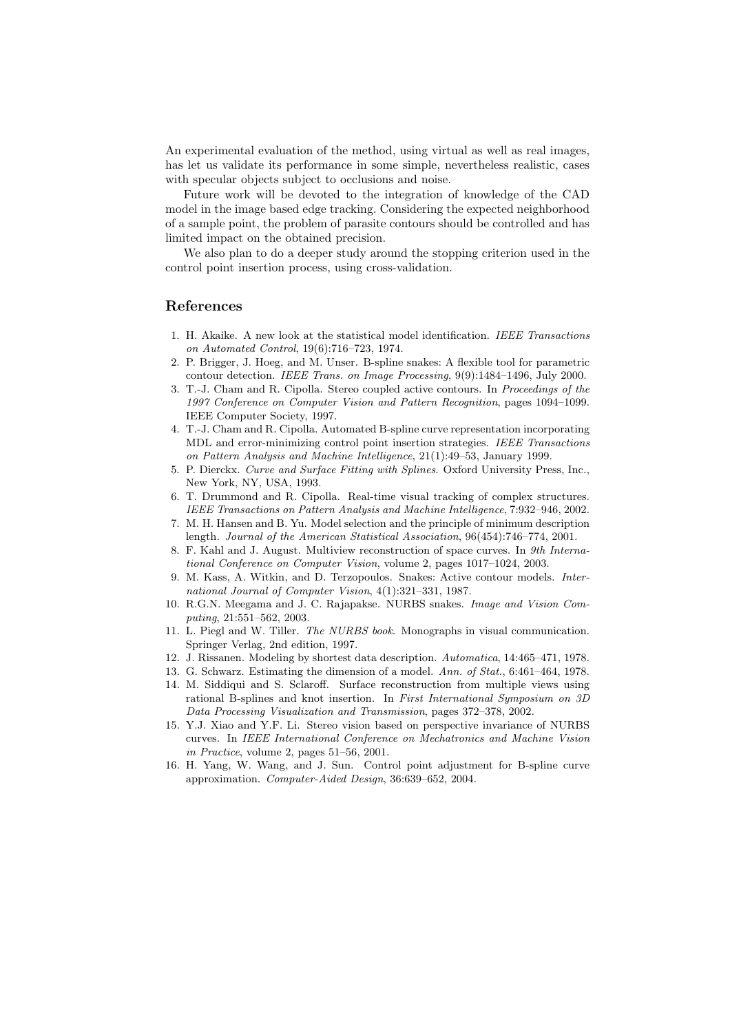An experimental evaluation of the method, using virtual as well as real images, has let us validate its performance in some simple, nevertheless realistic, cases with specular objects subject to occlusions and noise.

Future work will be devoted to the integration of knowledge of the CAD model in the image based edge tracking. Considering the expected neighborhood of a sample point, the problem of parasite contours should be controlled and has limited impact on the obtained precision.

We also plan to do a deeper study around the stopping criterion used in the control point insertion process, using cross-validation.

## References

1. H. Akaike. A new look at the statistical model identification. *IEEE Transactions on Automated Control*, 19(6):716–723, 1974.
2. P. Brigger, J. Hoeg, and M. Unser. B-spline snakes: A flexible tool for parametric contour detection. *IEEE Trans. on Image Processing*, 9(9):1484–1496, July 2000.
3. T.-J. Cham and R. Cipolla. Stereo coupled active contours. In *Proceedings of the 1997 Conference on Computer Vision and Pattern Recognition*, pages 1094–1099. IEEE Computer Society, 1997.
4. T.-J. Cham and R. Cipolla. Automated B-spline curve representation incorporating MDL and error-minimizing control point insertion strategies. *IEEE Transactions on Pattern Analysis and Machine Intelligence*, 21(1):49–53, January 1999.
5. P. Dierckx. *Curve and Surface Fitting with Splines*. Oxford University Press, Inc., New York, NY, USA, 1993.
6. T. Drummond and R. Cipolla. Real-time visual tracking of complex structures. *IEEE Transactions on Pattern Analysis and Machine Intelligence*, 7:932–946, 2002.
7. M. H. Hansen and B. Yu. Model selection and the principle of minimum description length. *Journal of the American Statistical Association*, 96(454):746–774, 2001.
8. F. Kahl and J. August. Multiview reconstruction of space curves. In *9th International Conference on Computer Vision*, volume 2, pages 1017–1024, 2003.
9. M. Kass, A. Witkin, and D. Terzopoulos. Snakes: Active contour models. *International Journal of Computer Vision*, 4(1):321–331, 1987.
10. R.G.N. Meegama and J. C. Rajapakse. NURBS snakes. *Image and Vision Computing*, 21:551–562, 2003.
11. L. Piegl and W. Tiller. *The NURBS book*. Monographs in visual communication. Springer Verlag, 2nd edition, 1997.
12. J. Rissanen. Modeling by shortest data description. *Automatica*, 14:465–471, 1978.
13. G. Schwarz. Estimating the dimension of a model. *Ann. of Stat.*, 6:461–464, 1978.
14. M. Siddiqui and S. Sclaroff. Surface reconstruction from multiple views using rational B-splines and knot insertion. In *First International Symposium on 3D Data Processing Visualization and Transmission*, pages 372–378, 2002.
15. Y.J. Xiao and Y.F. Li. Stereo vision based on perspective invariance of NURBS curves. In *IEEE International Conference on Mechatronics and Machine Vision in Practice*, volume 2, pages 51–56, 2001.
16. H. Yang, W. Wang, and J. Sun. Control point adjustment for B-spline curve approximation. *Computer-Aided Design*, 36:639–652, 2004.